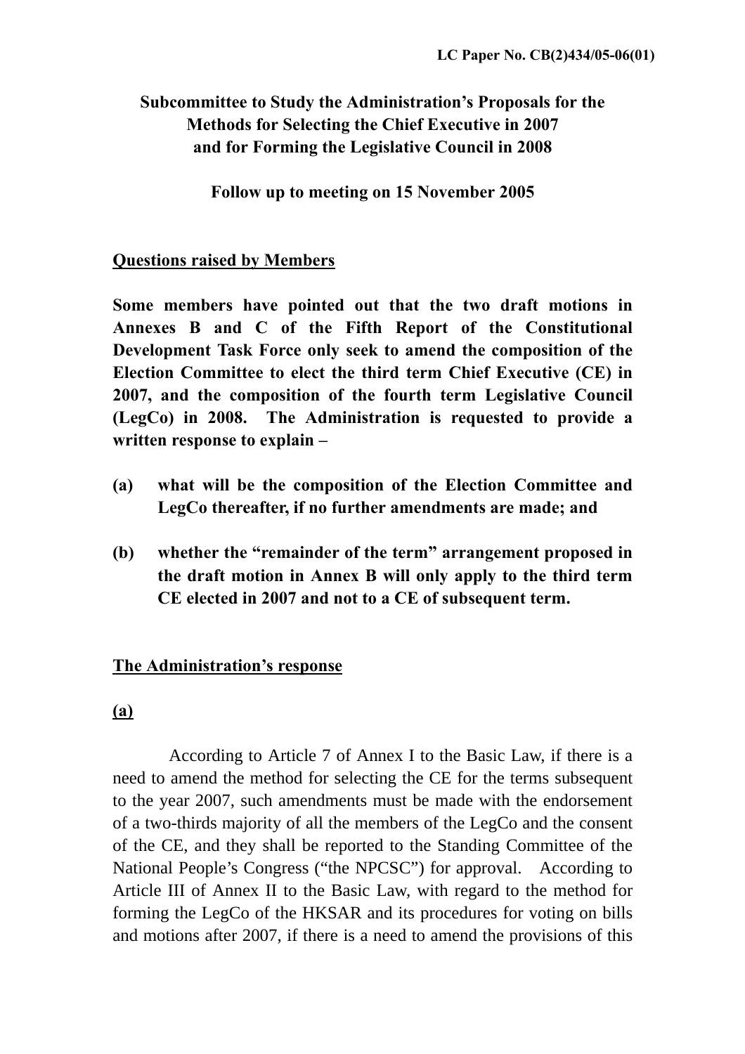LC Paper No. CB(2)434/05-06(01)

# Subcommittee to Study the Administration's Proposals for the Methods for Selecting the Chief Executive in 2007 and for Forming the Legislative Council in 2008

## Follow up to meeting on 15 November 2005

### Questions raised by Members

**Some members have pointed out that the two draft motions in Annexes B and C of the Fifth Report of the Constitutional Development Task Force only seek to amend the composition of the Election Committee to elect the third term Chief Executive (CE) in 2007, and the composition of the fourth term Legislative Council (LegCo) in 2008. The Administration is requested to provide a written response to explain –**

**(a) what will be the composition of the Election Committee and LegCo thereafter, if no further amendments are made; and**

**(b) whether the "remainder of the term" arrangement proposed in the draft motion in Annex B will only apply to the third term CE elected in 2007 and not to a CE of subsequent term.**

### The Administration's response

**(a)**

According to Article 7 of Annex I to the Basic Law, if there is a need to amend the method for selecting the CE for the terms subsequent to the year 2007, such amendments must be made with the endorsement of a two-thirds majority of all the members of the LegCo and the consent of the CE, and they shall be reported to the Standing Committee of the National People's Congress ("the NPCSC") for approval. According to Article III of Annex II to the Basic Law, with regard to the method for forming the LegCo of the HKSAR and its procedures for voting on bills and motions after 2007, if there is a need to amend the provisions of this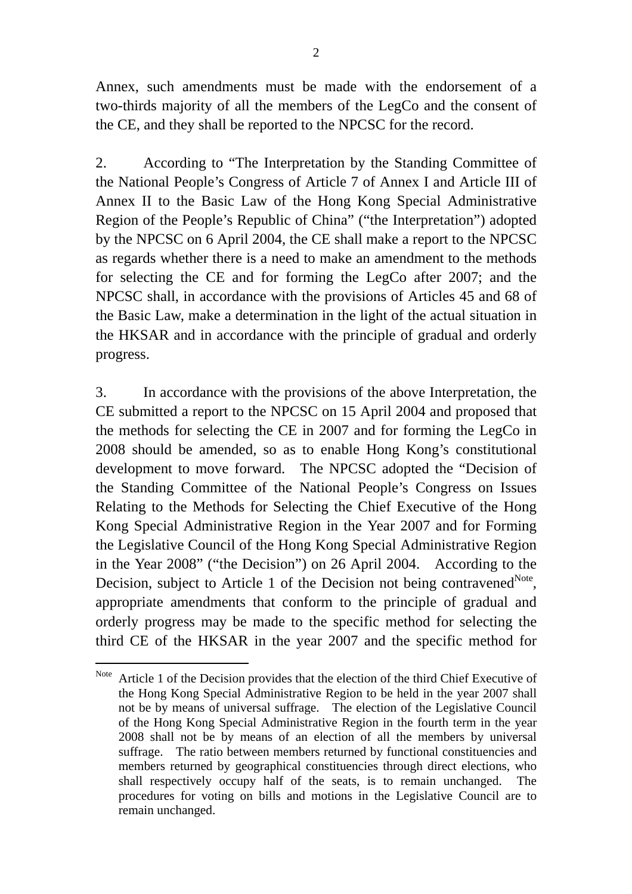Annex, such amendments must be made with the endorsement of a two-thirds majority of all the members of the LegCo and the consent of the CE, and they shall be reported to the NPCSC for the record.

2. According to "The Interpretation by the Standing Committee of the National People's Congress of Article 7 of Annex I and Article III of Annex II to the Basic Law of the Hong Kong Special Administrative Region of the People's Republic of China" ("the Interpretation") adopted by the NPCSC on 6 April 2004, the CE shall make a report to the NPCSC as regards whether there is a need to make an amendment to the methods for selecting the CE and for forming the LegCo after 2007; and the NPCSC shall, in accordance with the provisions of Articles 45 and 68 of the Basic Law, make a determination in the light of the actual situation in the HKSAR and in accordance with the principle of gradual and orderly progress.

3. In accordance with the provisions of the above Interpretation, the CE submitted a report to the NPCSC on 15 April 2004 and proposed that the methods for selecting the CE in 2007 and for forming the LegCo in 2008 should be amended, so as to enable Hong Kong's constitutional development to move forward. The NPCSC adopted the "Decision of the Standing Committee of the National People's Congress on Issues Relating to the Methods for Selecting the Chief Executive of the Hong Kong Special Administrative Region in the Year 2007 and for Forming the Legislative Council of the Hong Kong Special Administrative Region in the Year 2008" ("the Decision") on 26 April 2004. According to the Decision, subject to Article 1 of the Decision not being contravened[Note], appropriate amendments that conform to the principle of gradual and orderly progress may be made to the specific method for selecting the third CE of the HKSAR in the year 2007 and the specific method for

---

[Note] Article 1 of the Decision provides that the election of the third Chief Executive of the Hong Kong Special Administrative Region to be held in the year 2007 shall not be by means of universal suffrage. The election of the Legislative Council of the Hong Kong Special Administrative Region in the fourth term in the year 2008 shall not be by means of an election of all the members by universal suffrage. The ratio between members returned by functional constituencies and members returned by geographical constituencies through direct elections, who shall respectively occupy half of the seats, is to remain unchanged. The procedures for voting on bills and motions in the Legislative Council are to remain unchanged.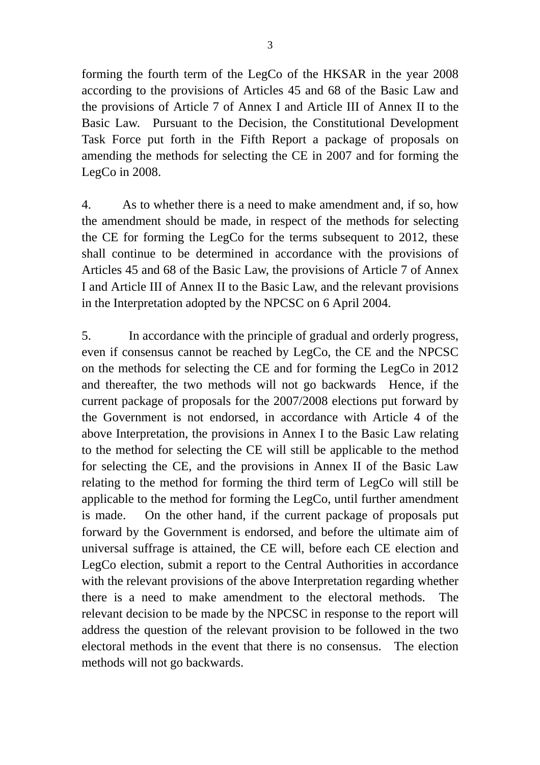forming the fourth term of the LegCo of the HKSAR in the year 2008 according to the provisions of Articles 45 and 68 of the Basic Law and the provisions of Article 7 of Annex I and Article III of Annex II to the Basic Law. Pursuant to the Decision, the Constitutional Development Task Force put forth in the Fifth Report a package of proposals on amending the methods for selecting the CE in 2007 and for forming the LegCo in 2008.

4. As to whether there is a need to make amendment and, if so, how the amendment should be made, in respect of the methods for selecting the CE for forming the LegCo for the terms subsequent to 2012, these shall continue to be determined in accordance with the provisions of Articles 45 and 68 of the Basic Law, the provisions of Article 7 of Annex I and Article III of Annex II to the Basic Law, and the relevant provisions in the Interpretation adopted by the NPCSC on 6 April 2004.

5. In accordance with the principle of gradual and orderly progress, even if consensus cannot be reached by LegCo, the CE and the NPCSC on the methods for selecting the CE and for forming the LegCo in 2012 and thereafter, the two methods will not go backwards Hence, if the current package of proposals for the 2007/2008 elections put forward by the Government is not endorsed, in accordance with Article 4 of the above Interpretation, the provisions in Annex I to the Basic Law relating to the method for selecting the CE will still be applicable to the method for selecting the CE, and the provisions in Annex II of the Basic Law relating to the method for forming the third term of LegCo will still be applicable to the method for forming the LegCo, until further amendment is made. On the other hand, if the current package of proposals put forward by the Government is endorsed, and before the ultimate aim of universal suffrage is attained, the CE will, before each CE election and LegCo election, submit a report to the Central Authorities in accordance with the relevant provisions of the above Interpretation regarding whether there is a need to make amendment to the electoral methods. The relevant decision to be made by the NPCSC in response to the report will address the question of the relevant provision to be followed in the two electoral methods in the event that there is no consensus. The election methods will not go backwards.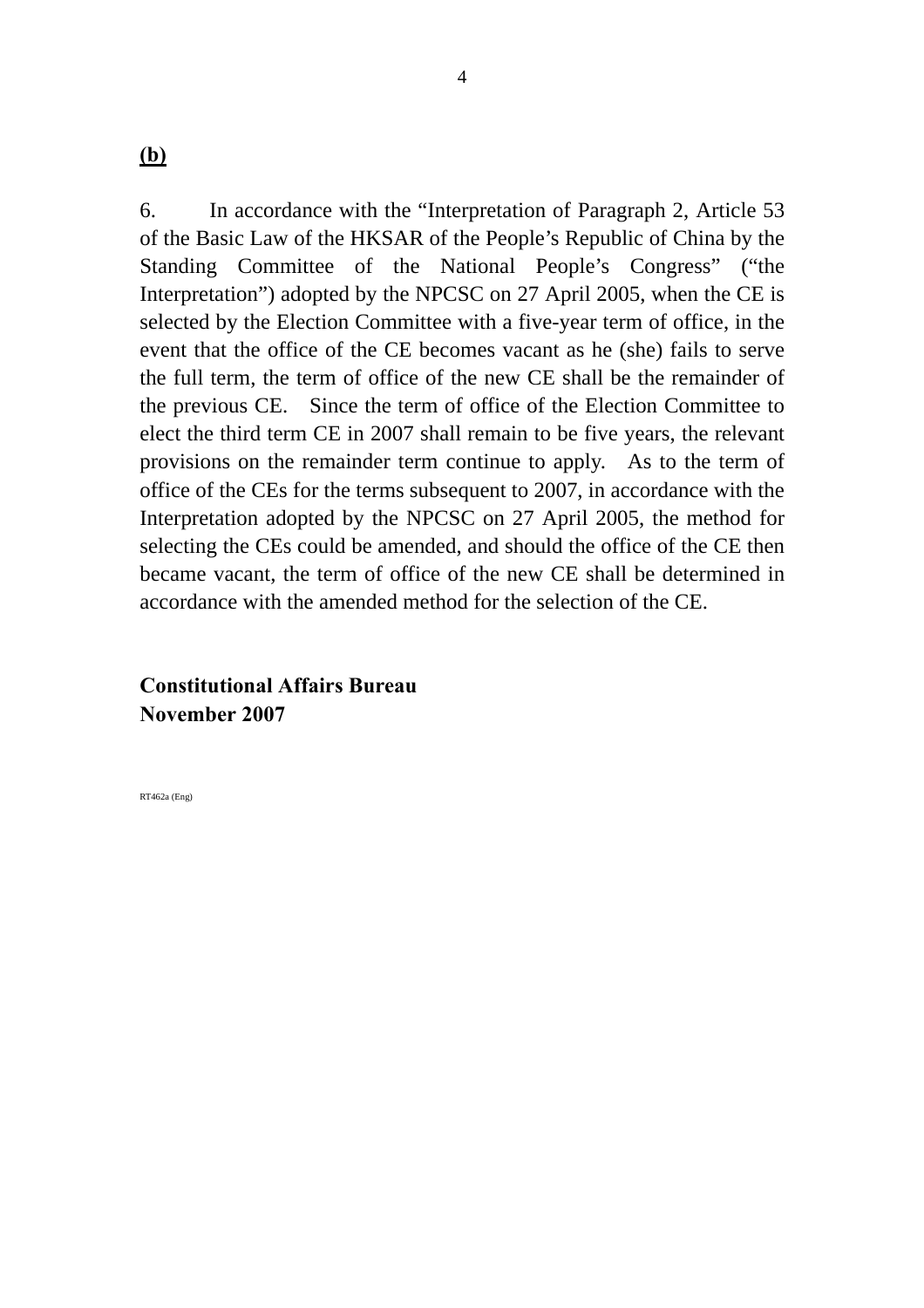**(b)**

6. In accordance with the "Interpretation of Paragraph 2, Article 53 of the Basic Law of the HKSAR of the People's Republic of China by the Standing Committee of the National People's Congress" ("the Interpretation") adopted by the NPCSC on 27 April 2005, when the CE is selected by the Election Committee with a five-year term of office, in the event that the office of the CE becomes vacant as he (she) fails to serve the full term, the term of office of the new CE shall be the remainder of the previous CE. Since the term of office of the Election Committee to elect the third term CE in 2007 shall remain to be five years, the relevant provisions on the remainder term continue to apply. As to the term of office of the CEs for the terms subsequent to 2007, in accordance with the Interpretation adopted by the NPCSC on 27 April 2005, the method for selecting the CEs could be amended, and should the office of the CE then became vacant, the term of office of the new CE shall be determined in accordance with the amended method for the selection of the CE.

**Constitutional Affairs Bureau**
**November 2007**

RT462a (Eng)